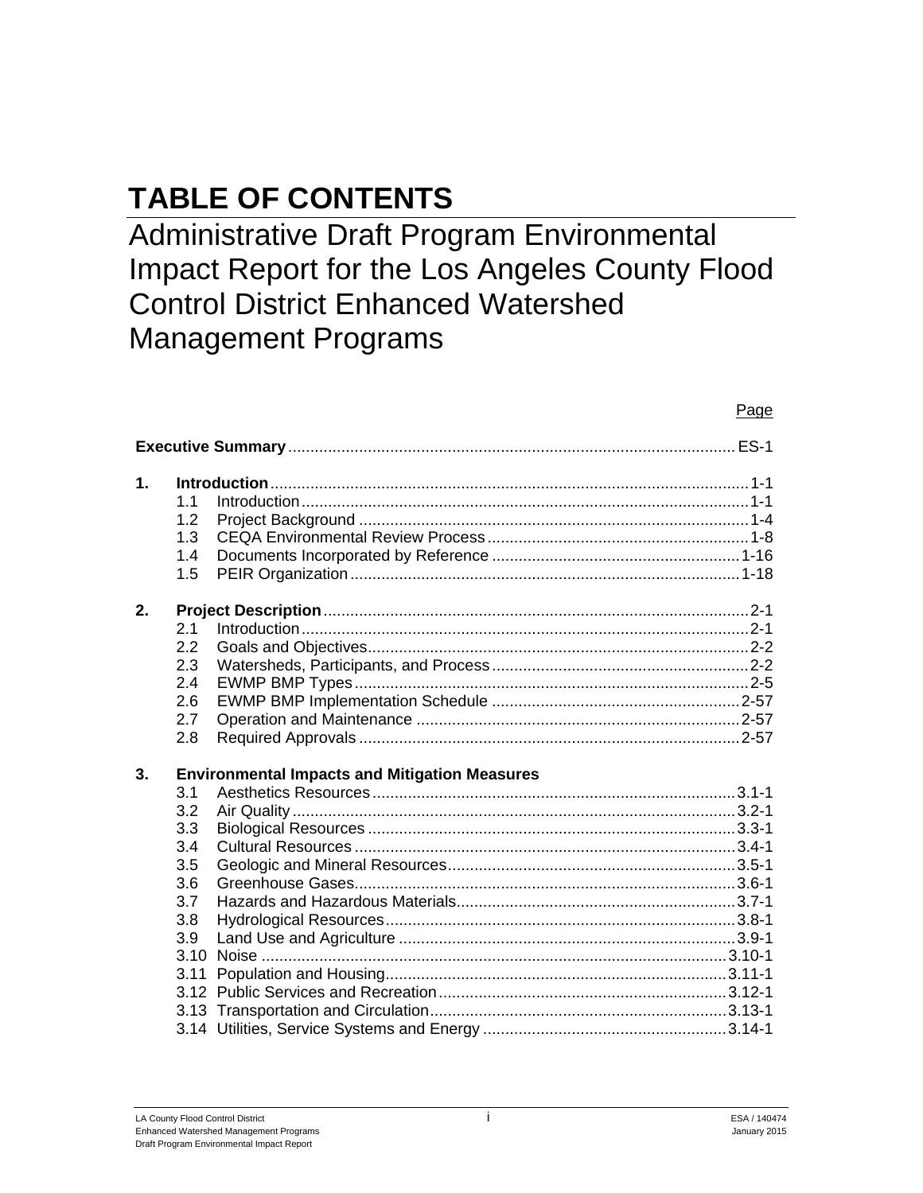# TABLE OF CONTENTS

## Administrative Draft Program Environmental Impact Report for the Los Angeles County Flood Control District Enhanced Watershed Management Programs

| | | | Page |
|---|---|---|---|
| **Executive Summary** | | | ES-1 |
| **1.** | **Introduction** | | 1-1 |
| | 1.1 | Introduction | 1-1 |
| | 1.2 | Project Background | 1-4 |
| | 1.3 | CEQA Environmental Review Process | 1-8 |
| | 1.4 | Documents Incorporated by Reference | 1-16 |
| | 1.5 | PEIR Organization | 1-18 |
| **2.** | **Project Description** | | 2-1 |
| | 2.1 | Introduction | 2-1 |
| | 2.2 | Goals and Objectives | 2-2 |
| | 2.3 | Watersheds, Participants, and Process | 2-2 |
| | 2.4 | EWMP BMP Types | 2-5 |
| | 2.6 | EWMP BMP Implementation Schedule | 2-57 |
| | 2.7 | Operation and Maintenance | 2-57 |
| | 2.8 | Required Approvals | 2-57 |
| **3.** | **Environmental Impacts and Mitigation Measures** | | |
| | 3.1 | Aesthetics Resources | 3.1-1 |
| | 3.2 | Air Quality | 3.2-1 |
| | 3.3 | Biological Resources | 3.3-1 |
| | 3.4 | Cultural Resources | 3.4-1 |
| | 3.5 | Geologic and Mineral Resources | 3.5-1 |
| | 3.6 | Greenhouse Gases | 3.6-1 |
| | 3.7 | Hazards and Hazardous Materials | 3.7-1 |
| | 3.8 | Hydrological Resources | 3.8-1 |
| | 3.9 | Land Use and Agriculture | 3.9-1 |
| | 3.10 | Noise | 3.10-1 |
| | 3.11 | Population and Housing | 3.11-1 |
| | 3.12 | Public Services and Recreation | 3.12-1 |
| | 3.13 | Transportation and Circulation | 3.13-1 |
| | 3.14 | Utilities, Service Systems and Energy | 3.14-1 |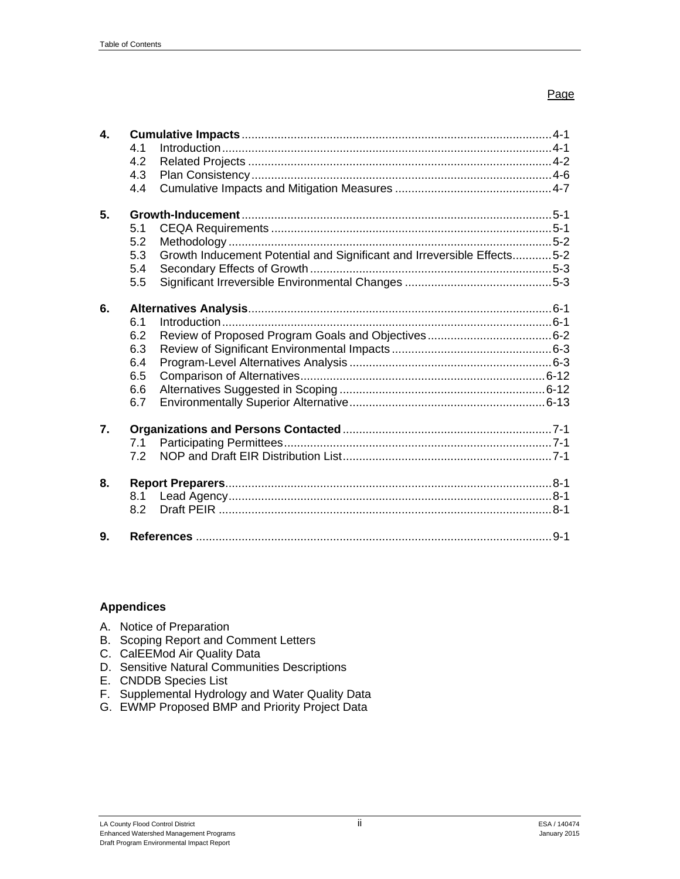Page

| | | | |
|---|---|---|---|
| **4.** | **Cumulative Impacts** | | 4-1 |
| | 4.1 | Introduction | 4-1 |
| | 4.2 | Related Projects | 4-2 |
| | 4.3 | Plan Consistency | 4-6 |
| | 4.4 | Cumulative Impacts and Mitigation Measures | 4-7 |
| **5.** | **Growth-Inducement** | | 5-1 |
| | 5.1 | CEQA Requirements | 5-1 |
| | 5.2 | Methodology | 5-2 |
| | 5.3 | Growth Inducement Potential and Significant and Irreversible Effects | 5-2 |
| | 5.4 | Secondary Effects of Growth | 5-3 |
| | 5.5 | Significant Irreversible Environmental Changes | 5-3 |
| **6.** | **Alternatives Analysis** | | 6-1 |
| | 6.1 | Introduction | 6-1 |
| | 6.2 | Review of Proposed Program Goals and Objectives | 6-2 |
| | 6.3 | Review of Significant Environmental Impacts | 6-3 |
| | 6.4 | Program-Level Alternatives Analysis | 6-3 |
| | 6.5 | Comparison of Alternatives | 6-12 |
| | 6.6 | Alternatives Suggested in Scoping | 6-12 |
| | 6.7 | Environmentally Superior Alternative | 6-13 |
| **7.** | **Organizations and Persons Contacted** | | 7-1 |
| | 7.1 | Participating Permittees | 7-1 |
| | 7.2 | NOP and Draft EIR Distribution List | 7-1 |
| **8.** | **Report Preparers** | | 8-1 |
| | 8.1 | Lead Agency | 8-1 |
| | 8.2 | Draft PEIR | 8-1 |
| **9.** | **References** | | 9-1 |

### Appendices

A. Notice of Preparation
B. Scoping Report and Comment Letters
C. CalEEMod Air Quality Data
D. Sensitive Natural Communities Descriptions
E. CNDDB Species List
F. Supplemental Hydrology and Water Quality Data
G. EWMP Proposed BMP and Priority Project Data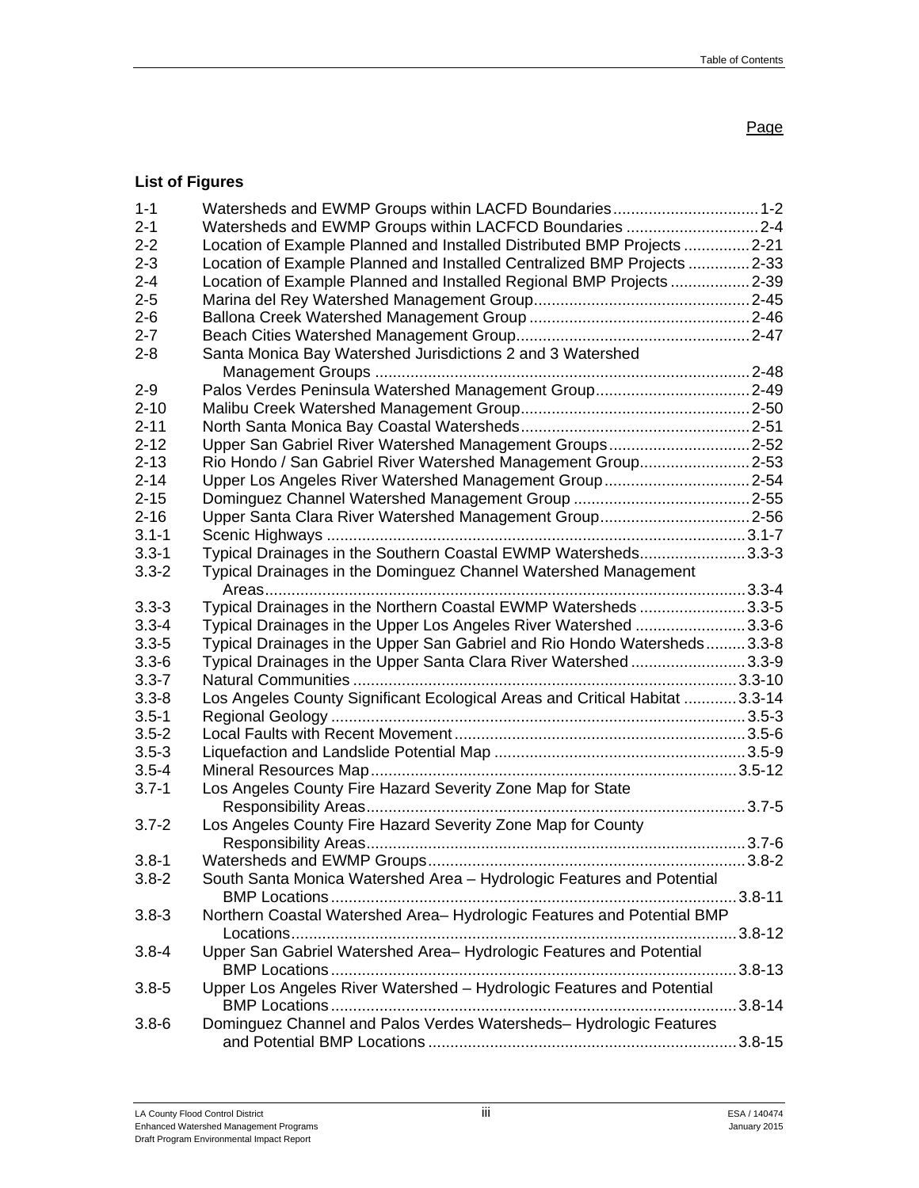Page

## List of Figures

| | | |
|---|---|---|
| 1-1 | Watersheds and EWMP Groups within LACFD Boundaries | 1-2 |
| 2-1 | Watersheds and EWMP Groups within LACFCD Boundaries | 2-4 |
| 2-2 | Location of Example Planned and Installed Distributed BMP Projects | 2-21 |
| 2-3 | Location of Example Planned and Installed Centralized BMP Projects | 2-33 |
| 2-4 | Location of Example Planned and Installed Regional BMP Projects | 2-39 |
| 2-5 | Marina del Rey Watershed Management Group | 2-45 |
| 2-6 | Ballona Creek Watershed Management Group | 2-46 |
| 2-7 | Beach Cities Watershed Management Group | 2-47 |
| 2-8 | Santa Monica Bay Watershed Jurisdictions 2 and 3 Watershed Management Groups | 2-48 |
| 2-9 | Palos Verdes Peninsula Watershed Management Group | 2-49 |
| 2-10 | Malibu Creek Watershed Management Group | 2-50 |
| 2-11 | North Santa Monica Bay Coastal Watersheds | 2-51 |
| 2-12 | Upper San Gabriel River Watershed Management Groups | 2-52 |
| 2-13 | Rio Hondo / San Gabriel River Watershed Management Group | 2-53 |
| 2-14 | Upper Los Angeles River Watershed Management Group | 2-54 |
| 2-15 | Dominguez Channel Watershed Management Group | 2-55 |
| 2-16 | Upper Santa Clara River Watershed Management Group | 2-56 |
| 3.1-1 | Scenic Highways | 3.1-7 |
| 3.3-1 | Typical Drainages in the Southern Coastal EWMP Watersheds | 3.3-3 |
| 3.3-2 | Typical Drainages in the Dominguez Channel Watershed Management Areas | 3.3-4 |
| 3.3-3 | Typical Drainages in the Northern Coastal EWMP Watersheds | 3.3-5 |
| 3.3-4 | Typical Drainages in the Upper Los Angeles River Watershed | 3.3-6 |
| 3.3-5 | Typical Drainages in the Upper San Gabriel and Rio Hondo Watersheds | 3.3-8 |
| 3.3-6 | Typical Drainages in the Upper Santa Clara River Watershed | 3.3-9 |
| 3.3-7 | Natural Communities | 3.3-10 |
| 3.3-8 | Los Angeles County Significant Ecological Areas and Critical Habitat | 3.3-14 |
| 3.5-1 | Regional Geology | 3.5-3 |
| 3.5-2 | Local Faults with Recent Movement | 3.5-6 |
| 3.5-3 | Liquefaction and Landslide Potential Map | 3.5-9 |
| 3.5-4 | Mineral Resources Map | 3.5-12 |
| 3.7-1 | Los Angeles County Fire Hazard Severity Zone Map for State Responsibility Areas | 3.7-5 |
| 3.7-2 | Los Angeles County Fire Hazard Severity Zone Map for County Responsibility Areas | 3.7-6 |
| 3.8-1 | Watersheds and EWMP Groups | 3.8-2 |
| 3.8-2 | South Santa Monica Watershed Area – Hydrologic Features and Potential BMP Locations | 3.8-11 |
| 3.8-3 | Northern Coastal Watershed Area– Hydrologic Features and Potential BMP Locations | 3.8-12 |
| 3.8-4 | Upper San Gabriel Watershed Area– Hydrologic Features and Potential BMP Locations | 3.8-13 |
| 3.8-5 | Upper Los Angeles River Watershed – Hydrologic Features and Potential BMP Locations | 3.8-14 |
| 3.8-6 | Dominguez Channel and Palos Verdes Watersheds– Hydrologic Features and Potential BMP Locations | 3.8-15 |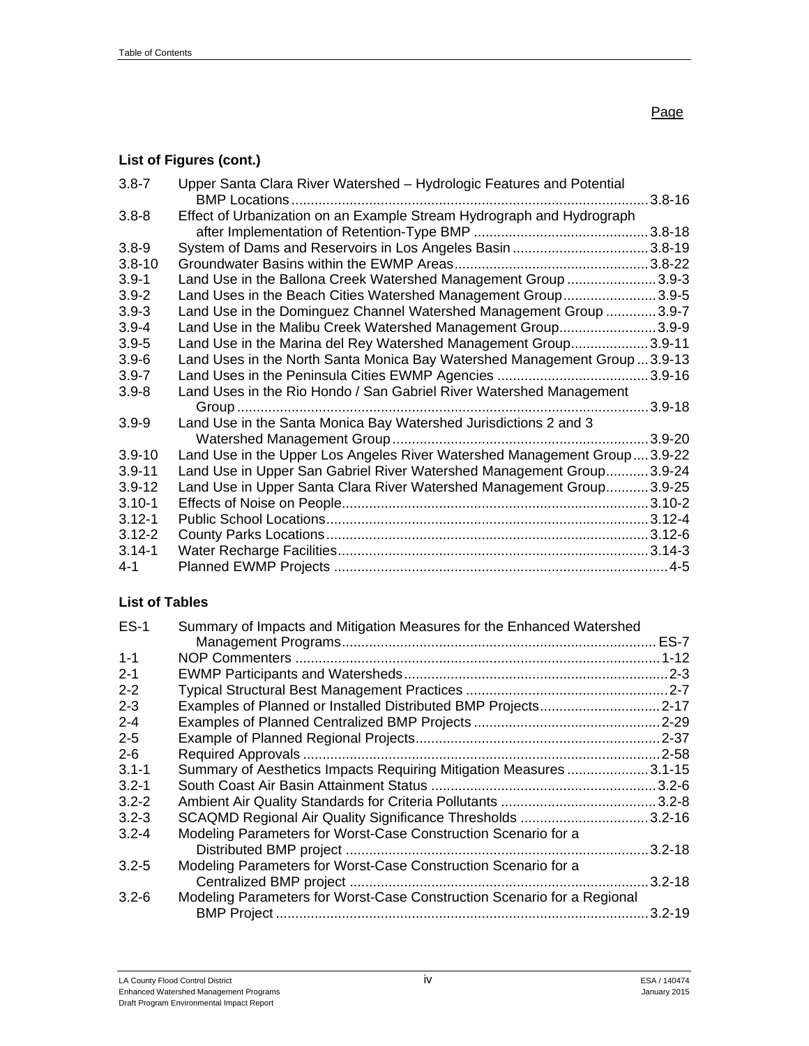Page

**List of Figures (cont.)**

| | | |
|---|---|---|
| 3.8-7 | Upper Santa Clara River Watershed – Hydrologic Features and Potential BMP Locations | 3.8-16 |
| 3.8-8 | Effect of Urbanization on an Example Stream Hydrograph and Hydrograph after Implementation of Retention-Type BMP | 3.8-18 |
| 3.8-9 | System of Dams and Reservoirs in Los Angeles Basin | 3.8-19 |
| 3.8-10 | Groundwater Basins within the EWMP Areas | 3.8-22 |
| 3.9-1 | Land Use in the Ballona Creek Watershed Management Group | 3.9-3 |
| 3.9-2 | Land Uses in the Beach Cities Watershed Management Group | 3.9-5 |
| 3.9-3 | Land Use in the Dominguez Channel Watershed Management Group | 3.9-7 |
| 3.9-4 | Land Use in the Malibu Creek Watershed Management Group | 3.9-9 |
| 3.9-5 | Land Use in the Marina del Rey Watershed Management Group | 3.9-11 |
| 3.9-6 | Land Uses in the North Santa Monica Bay Watershed Management Group | 3.9-13 |
| 3.9-7 | Land Uses in the Peninsula Cities EWMP Agencies | 3.9-16 |
| 3.9-8 | Land Uses in the Rio Hondo / San Gabriel River Watershed Management Group | 3.9-18 |
| 3.9-9 | Land Use in the Santa Monica Bay Watershed Jurisdictions 2 and 3 Watershed Management Group | 3.9-20 |
| 3.9-10 | Land Use in the Upper Los Angeles River Watershed Management Group | 3.9-22 |
| 3.9-11 | Land Use in Upper San Gabriel River Watershed Management Group | 3.9-24 |
| 3.9-12 | Land Use in Upper Santa Clara River Watershed Management Group | 3.9-25 |
| 3.10-1 | Effects of Noise on People | 3.10-2 |
| 3.12-1 | Public School Locations | 3.12-4 |
| 3.12-2 | County Parks Locations | 3.12-6 |
| 3.14-1 | Water Recharge Facilities | 3.14-3 |
| 4-1 | Planned EWMP Projects | 4-5 |

**List of Tables**

| | | |
|---|---|---|
| ES-1 | Summary of Impacts and Mitigation Measures for the Enhanced Watershed Management Programs | ES-7 |
| 1-1 | NOP Commenters | 1-12 |
| 2-1 | EWMP Participants and Watersheds | 2-3 |
| 2-2 | Typical Structural Best Management Practices | 2-7 |
| 2-3 | Examples of Planned or Installed Distributed BMP Projects | 2-17 |
| 2-4 | Examples of Planned Centralized BMP Projects | 2-29 |
| 2-5 | Example of Planned Regional Projects | 2-37 |
| 2-6 | Required Approvals | 2-58 |
| 3.1-1 | Summary of Aesthetics Impacts Requiring Mitigation Measures | 3.1-15 |
| 3.2-1 | South Coast Air Basin Attainment Status | 3.2-6 |
| 3.2-2 | Ambient Air Quality Standards for Criteria Pollutants | 3.2-8 |
| 3.2-3 | SCAQMD Regional Air Quality Significance Thresholds | 3.2-16 |
| 3.2-4 | Modeling Parameters for Worst-Case Construction Scenario for a Distributed BMP project | 3.2-18 |
| 3.2-5 | Modeling Parameters for Worst-Case Construction Scenario for a Centralized BMP project | 3.2-18 |
| 3.2-6 | Modeling Parameters for Worst-Case Construction Scenario for a Regional BMP Project | 3.2-19 |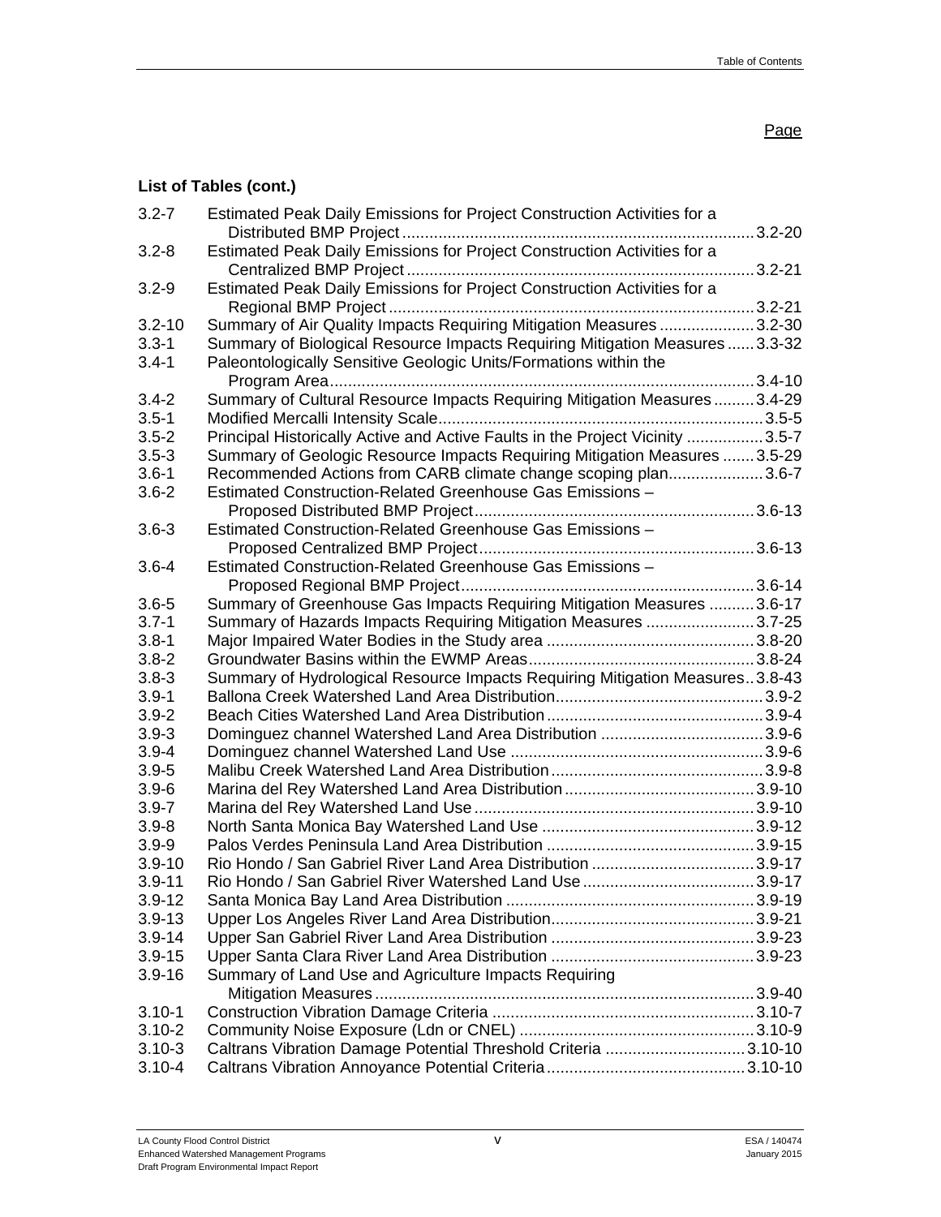Page

**List of Tables (cont.)**

| | | |
|---|---|---|
| 3.2-7 | Estimated Peak Daily Emissions for Project Construction Activities for a Distributed BMP Project | 3.2-20 |
| 3.2-8 | Estimated Peak Daily Emissions for Project Construction Activities for a Centralized BMP Project | 3.2-21 |
| 3.2-9 | Estimated Peak Daily Emissions for Project Construction Activities for a Regional BMP Project | 3.2-21 |
| 3.2-10 | Summary of Air Quality Impacts Requiring Mitigation Measures | 3.2-30 |
| 3.3-1 | Summary of Biological Resource Impacts Requiring Mitigation Measures | 3.3-32 |
| 3.4-1 | Paleontologically Sensitive Geologic Units/Formations within the Program Area | 3.4-10 |
| 3.4-2 | Summary of Cultural Resource Impacts Requiring Mitigation Measures | 3.4-29 |
| 3.5-1 | Modified Mercalli Intensity Scale | 3.5-5 |
| 3.5-2 | Principal Historically Active and Active Faults in the Project Vicinity | 3.5-7 |
| 3.5-3 | Summary of Geologic Resource Impacts Requiring Mitigation Measures | 3.5-29 |
| 3.6-1 | Recommended Actions from CARB climate change scoping plan | 3.6-7 |
| 3.6-2 | Estimated Construction-Related Greenhouse Gas Emissions – Proposed Distributed BMP Project | 3.6-13 |
| 3.6-3 | Estimated Construction-Related Greenhouse Gas Emissions – Proposed Centralized BMP Project | 3.6-13 |
| 3.6-4 | Estimated Construction-Related Greenhouse Gas Emissions – Proposed Regional BMP Project | 3.6-14 |
| 3.6-5 | Summary of Greenhouse Gas Impacts Requiring Mitigation Measures | 3.6-17 |
| 3.7-1 | Summary of Hazards Impacts Requiring Mitigation Measures | 3.7-25 |
| 3.8-1 | Major Impaired Water Bodies in the Study area | 3.8-20 |
| 3.8-2 | Groundwater Basins within the EWMP Areas | 3.8-24 |
| 3.8-3 | Summary of Hydrological Resource Impacts Requiring Mitigation Measures | 3.8-43 |
| 3.9-1 | Ballona Creek Watershed Land Area Distribution | 3.9-2 |
| 3.9-2 | Beach Cities Watershed Land Area Distribution | 3.9-4 |
| 3.9-3 | Dominguez channel Watershed Land Area Distribution | 3.9-6 |
| 3.9-4 | Dominguez channel Watershed Land Use | 3.9-6 |
| 3.9-5 | Malibu Creek Watershed Land Area Distribution | 3.9-8 |
| 3.9-6 | Marina del Rey Watershed Land Area Distribution | 3.9-10 |
| 3.9-7 | Marina del Rey Watershed Land Use | 3.9-10 |
| 3.9-8 | North Santa Monica Bay Watershed Land Use | 3.9-12 |
| 3.9-9 | Palos Verdes Peninsula Land Area Distribution | 3.9-15 |
| 3.9-10 | Rio Hondo / San Gabriel River Land Area Distribution | 3.9-17 |
| 3.9-11 | Rio Hondo / San Gabriel River Watershed Land Use | 3.9-17 |
| 3.9-12 | Santa Monica Bay Land Area Distribution | 3.9-19 |
| 3.9-13 | Upper Los Angeles River Land Area Distribution | 3.9-21 |
| 3.9-14 | Upper San Gabriel River Land Area Distribution | 3.9-23 |
| 3.9-15 | Upper Santa Clara River Land Area Distribution | 3.9-23 |
| 3.9-16 | Summary of Land Use and Agriculture Impacts Requiring Mitigation Measures | 3.9-40 |
| 3.10-1 | Construction Vibration Damage Criteria | 3.10-7 |
| 3.10-2 | Community Noise Exposure (Ldn or CNEL) | 3.10-9 |
| 3.10-3 | Caltrans Vibration Damage Potential Threshold Criteria | 3.10-10 |
| 3.10-4 | Caltrans Vibration Annoyance Potential Criteria | 3.10-10 |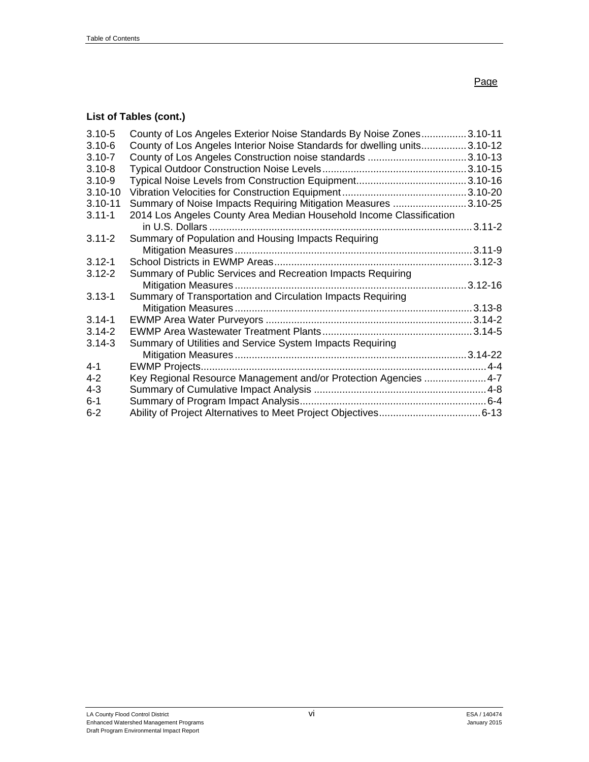Page

**List of Tables (cont.)**

| | | |
|---|---|---|
| 3.10-5 | County of Los Angeles Exterior Noise Standards By Noise Zones | 3.10-11 |
| 3.10-6 | County of Los Angeles Interior Noise Standards for dwelling units | 3.10-12 |
| 3.10-7 | County of Los Angeles Construction noise standards | 3.10-13 |
| 3.10-8 | Typical Outdoor Construction Noise Levels | 3.10-15 |
| 3.10-9 | Typical Noise Levels from Construction Equipment | 3.10-16 |
| 3.10-10 | Vibration Velocities for Construction Equipment | 3.10-20 |
| 3.10-11 | Summary of Noise Impacts Requiring Mitigation Measures | 3.10-25 |
| 3.11-1 | 2014 Los Angeles County Area Median Household Income Classification in U.S. Dollars | 3.11-2 |
| 3.11-2 | Summary of Population and Housing Impacts Requiring Mitigation Measures | 3.11-9 |
| 3.12-1 | School Districts in EWMP Areas | 3.12-3 |
| 3.12-2 | Summary of Public Services and Recreation Impacts Requiring Mitigation Measures | 3.12-16 |
| 3.13-1 | Summary of Transportation and Circulation Impacts Requiring Mitigation Measures | 3.13-8 |
| 3.14-1 | EWMP Area Water Purveyors | 3.14-2 |
| 3.14-2 | EWMP Area Wastewater Treatment Plants | 3.14-5 |
| 3.14-3 | Summary of Utilities and Service System Impacts Requiring Mitigation Measures | 3.14-22 |
| 4-1 | EWMP Projects | 4-4 |
| 4-2 | Key Regional Resource Management and/or Protection Agencies | 4-7 |
| 4-3 | Summary of Cumulative Impact Analysis | 4-8 |
| 6-1 | Summary of Program Impact Analysis | 6-4 |
| 6-2 | Ability of Project Alternatives to Meet Project Objectives | 6-13 |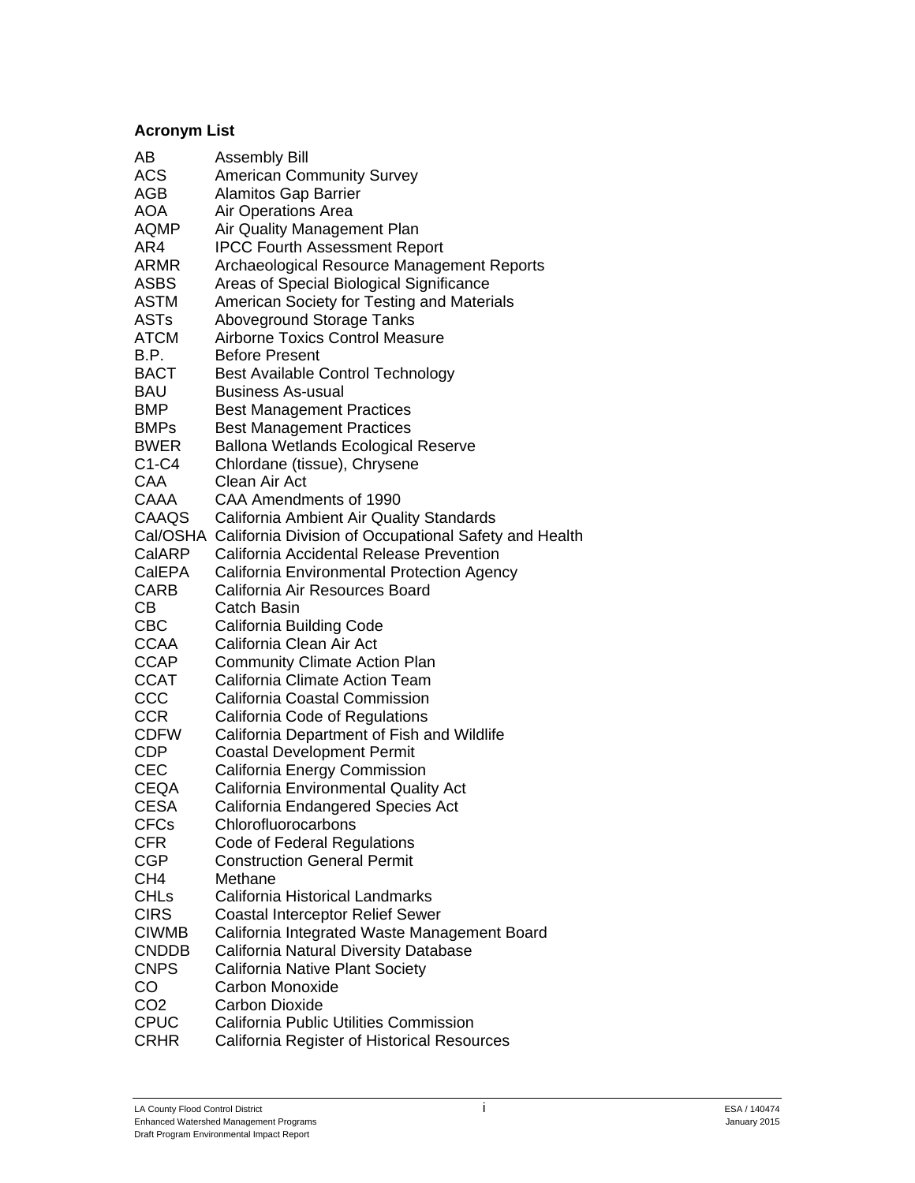### Acronym List

| | |
|---|---|
| AB | Assembly Bill |
| ACS | American Community Survey |
| AGB | Alamitos Gap Barrier |
| AOA | Air Operations Area |
| AQMP | Air Quality Management Plan |
| AR4 | IPCC Fourth Assessment Report |
| ARMR | Archaeological Resource Management Reports |
| ASBS | Areas of Special Biological Significance |
| ASTM | American Society for Testing and Materials |
| ASTs | Aboveground Storage Tanks |
| ATCM | Airborne Toxics Control Measure |
| B.P. | Before Present |
| BACT | Best Available Control Technology |
| BAU | Business As-usual |
| BMP | Best Management Practices |
| BMPs | Best Management Practices |
| BWER | Ballona Wetlands Ecological Reserve |
| C1-C4 | Chlordane (tissue), Chrysene |
| CAA | Clean Air Act |
| CAAA | CAA Amendments of 1990 |
| CAAQS | California Ambient Air Quality Standards |
| Cal/OSHA | California Division of Occupational Safety and Health |
| CalARP | California Accidental Release Prevention |
| CalEPA | California Environmental Protection Agency |
| CARB | California Air Resources Board |
| CB | Catch Basin |
| CBC | California Building Code |
| CCAA | California Clean Air Act |
| CCAP | Community Climate Action Plan |
| CCAT | California Climate Action Team |
| CCC | California Coastal Commission |
| CCR | California Code of Regulations |
| CDFW | California Department of Fish and Wildlife |
| CDP | Coastal Development Permit |
| CEC | California Energy Commission |
| CEQA | California Environmental Quality Act |
| CESA | California Endangered Species Act |
| CFCs | Chlorofluorocarbons |
| CFR | Code of Federal Regulations |
| CGP | Construction General Permit |
| $CH_4$ | Methane |
| CHLs | California Historical Landmarks |
| CIRS | Coastal Interceptor Relief Sewer |
| CIWMB | California Integrated Waste Management Board |
| CNDDB | California Natural Diversity Database |
| CNPS | California Native Plant Society |
| CO | Carbon Monoxide |
| $CO_2$ | Carbon Dioxide |
| CPUC | California Public Utilities Commission |
| CRHR | California Register of Historical Resources |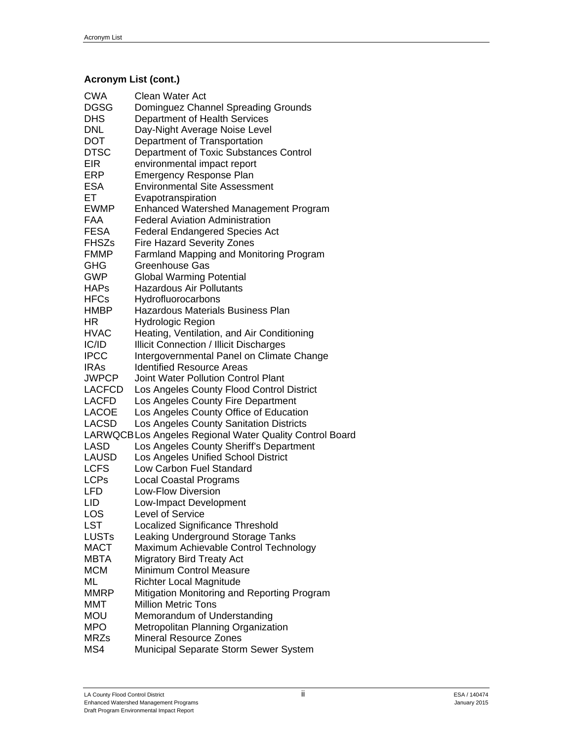**Acronym List (cont.)**

| | |
|---|---|
| CWA | Clean Water Act |
| DGSG | Dominguez Channel Spreading Grounds |
| DHS | Department of Health Services |
| DNL | Day-Night Average Noise Level |
| DOT | Department of Transportation |
| DTSC | Department of Toxic Substances Control |
| EIR | environmental impact report |
| ERP | Emergency Response Plan |
| ESA | Environmental Site Assessment |
| ET | Evapotranspiration |
| EWMP | Enhanced Watershed Management Program |
| FAA | Federal Aviation Administration |
| FESA | Federal Endangered Species Act |
| FHSZs | Fire Hazard Severity Zones |
| FMMP | Farmland Mapping and Monitoring Program |
| GHG | Greenhouse Gas |
| GWP | Global Warming Potential |
| HAPs | Hazardous Air Pollutants |
| HFCs | Hydrofluorocarbons |
| HMBP | Hazardous Materials Business Plan |
| HR | Hydrologic Region |
| HVAC | Heating, Ventilation, and Air Conditioning |
| IC/ID | Illicit Connection / Illicit Discharges |
| IPCC | Intergovernmental Panel on Climate Change |
| IRAs | Identified Resource Areas |
| JWPCP | Joint Water Pollution Control Plant |
| LACFCD | Los Angeles County Flood Control District |
| LACFD | Los Angeles County Fire Department |
| LACOE | Los Angeles County Office of Education |
| LACSD | Los Angeles County Sanitation Districts |
| LARWQCB | Los Angeles Regional Water Quality Control Board |
| LASD | Los Angeles County Sheriff's Department |
| LAUSD | Los Angeles Unified School District |
| LCFS | Low Carbon Fuel Standard |
| LCPs | Local Coastal Programs |
| LFD | Low-Flow Diversion |
| LID | Low-Impact Development |
| LOS | Level of Service |
| LST | Localized Significance Threshold |
| LUSTs | Leaking Underground Storage Tanks |
| MACT | Maximum Achievable Control Technology |
| MBTA | Migratory Bird Treaty Act |
| MCM | Minimum Control Measure |
| ML | Richter Local Magnitude |
| MMRP | Mitigation Monitoring and Reporting Program |
| MMT | Million Metric Tons |
| MOU | Memorandum of Understanding |
| MPO | Metropolitan Planning Organization |
| MRZs | Mineral Resource Zones |
| MS4 | Municipal Separate Storm Sewer System |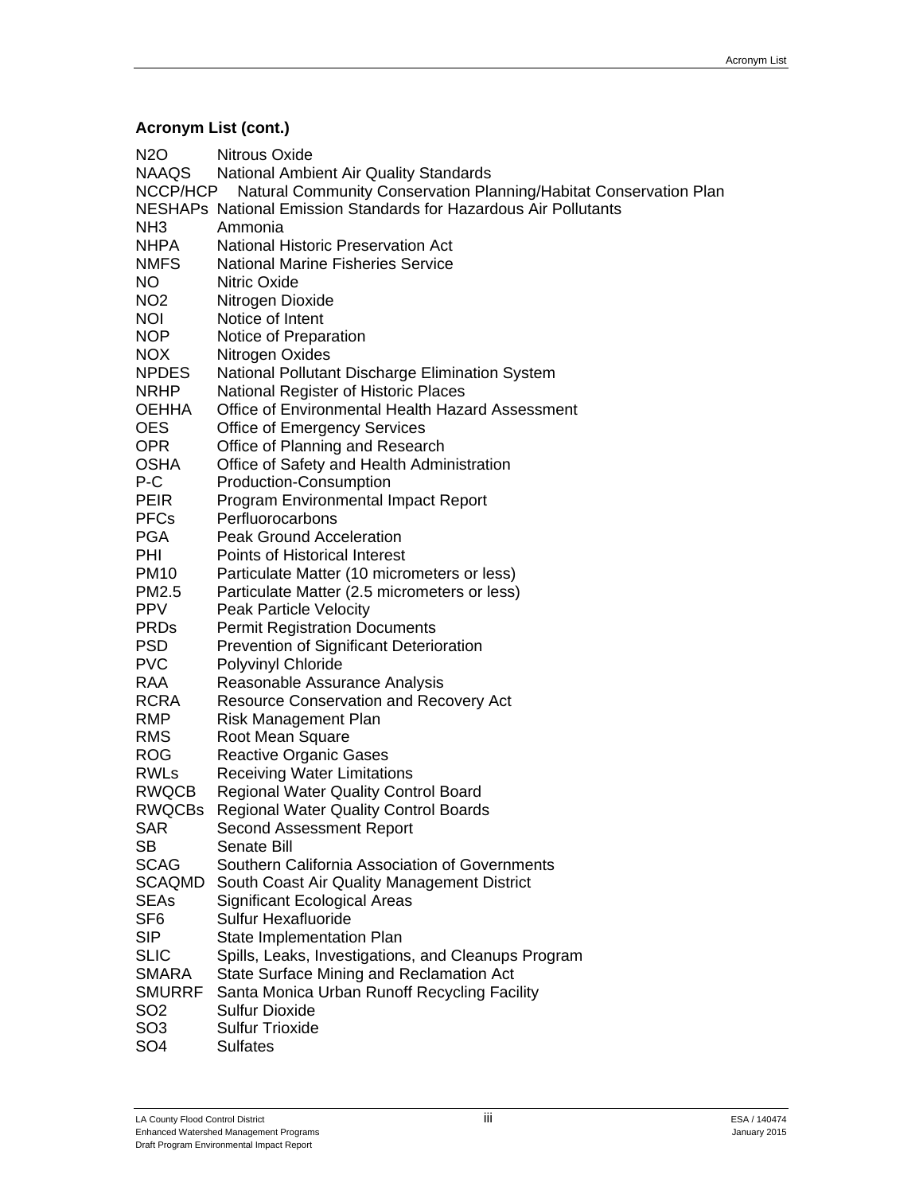## Acronym List (cont.)

| | |
|---|---|
| N2O | Nitrous Oxide |
| NAAQS | National Ambient Air Quality Standards |
| NCCP/HCP | Natural Community Conservation Planning/Habitat Conservation Plan |
| NESHAPs | National Emission Standards for Hazardous Air Pollutants |
| NH3 | Ammonia |
| NHPA | National Historic Preservation Act |
| NMFS | National Marine Fisheries Service |
| NO | Nitric Oxide |
| NO2 | Nitrogen Dioxide |
| NOI | Notice of Intent |
| NOP | Notice of Preparation |
| NOX | Nitrogen Oxides |
| NPDES | National Pollutant Discharge Elimination System |
| NRHP | National Register of Historic Places |
| OEHHA | Office of Environmental Health Hazard Assessment |
| OES | Office of Emergency Services |
| OPR | Office of Planning and Research |
| OSHA | Office of Safety and Health Administration |
| P-C | Production-Consumption |
| PEIR | Program Environmental Impact Report |
| PFCs | Perfluorocarbons |
| PGA | Peak Ground Acceleration |
| PHI | Points of Historical Interest |
| PM10 | Particulate Matter (10 micrometers or less) |
| PM2.5 | Particulate Matter (2.5 micrometers or less) |
| PPV | Peak Particle Velocity |
| PRDs | Permit Registration Documents |
| PSD | Prevention of Significant Deterioration |
| PVC | Polyvinyl Chloride |
| RAA | Reasonable Assurance Analysis |
| RCRA | Resource Conservation and Recovery Act |
| RMP | Risk Management Plan |
| RMS | Root Mean Square |
| ROG | Reactive Organic Gases |
| RWLs | Receiving Water Limitations |
| RWQCB | Regional Water Quality Control Board |
| RWQCBs | Regional Water Quality Control Boards |
| SAR | Second Assessment Report |
| SB | Senate Bill |
| SCAG | Southern California Association of Governments |
| SCAQMD | South Coast Air Quality Management District |
| SEAs | Significant Ecological Areas |
| SF6 | Sulfur Hexafluoride |
| SIP | State Implementation Plan |
| SLIC | Spills, Leaks, Investigations, and Cleanups Program |
| SMARA | State Surface Mining and Reclamation Act |
| SMURRF | Santa Monica Urban Runoff Recycling Facility |
| SO2 | Sulfur Dioxide |
| SO3 | Sulfur Trioxide |
| SO4 | Sulfates |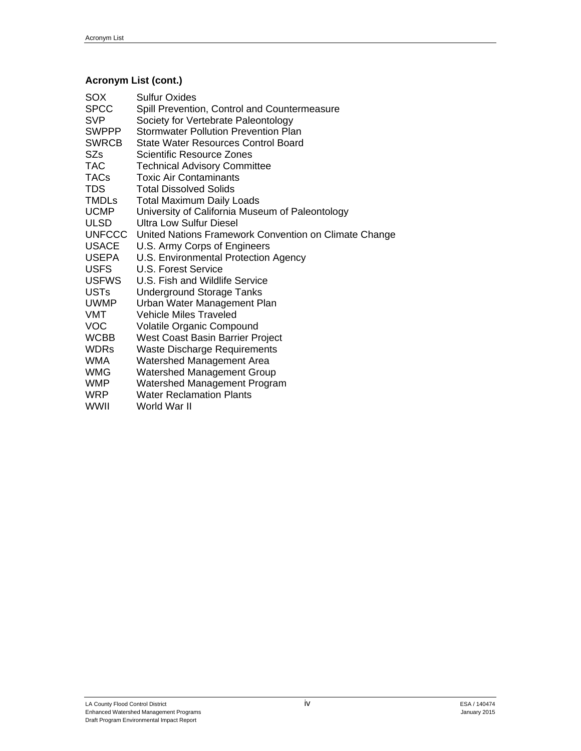### Acronym List (cont.)

| | |
|---|---|
| SOX | Sulfur Oxides |
| SPCC | Spill Prevention, Control and Countermeasure |
| SVP | Society for Vertebrate Paleontology |
| SWPPP | Stormwater Pollution Prevention Plan |
| SWRCB | State Water Resources Control Board |
| SZs | Scientific Resource Zones |
| TAC | Technical Advisory Committee |
| TACs | Toxic Air Contaminants |
| TDS | Total Dissolved Solids |
| TMDLs | Total Maximum Daily Loads |
| UCMP | University of California Museum of Paleontology |
| ULSD | Ultra Low Sulfur Diesel |
| UNFCCC | United Nations Framework Convention on Climate Change |
| USACE | U.S. Army Corps of Engineers |
| USEPA | U.S. Environmental Protection Agency |
| USFS | U.S. Forest Service |
| USFWS | U.S. Fish and Wildlife Service |
| USTs | Underground Storage Tanks |
| UWMP | Urban Water Management Plan |
| VMT | Vehicle Miles Traveled |
| VOC | Volatile Organic Compound |
| WCBB | West Coast Basin Barrier Project |
| WDRs | Waste Discharge Requirements |
| WMA | Watershed Management Area |
| WMG | Watershed Management Group |
| WMP | Watershed Management Program |
| WRP | Water Reclamation Plants |
| WWII | World War II |